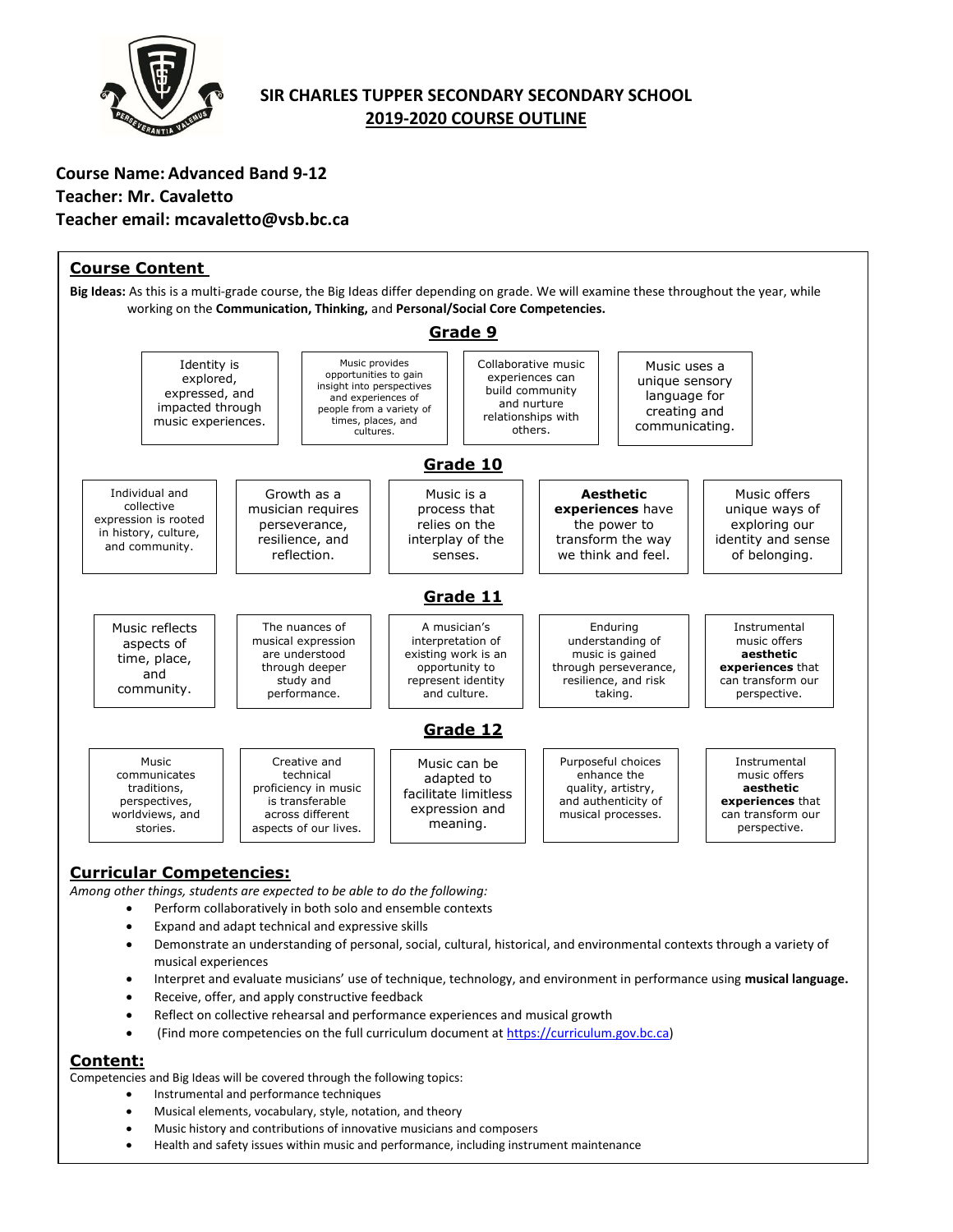# SIR CHARLES TUPPER SECONDARY SECONDARY SCHOOL
## 2019-2020 COURSE OUTLINE

**Course Name: Advanced Band 9-12**
**Teacher: Mr. Cavaletto**
**Teacher email: mcavaletto@vsb.bc.ca**

## Course Content

**Big Ideas:** As this is a multi-grade course, the Big Ideas differ depending on grade. We will examine these throughout the year, while working on the **Communication, Thinking,** and **Personal/Social Core Competencies.**

### Grade 9

- Identity is explored, expressed, and impacted through music experiences.
- Music provides opportunities to gain insight into perspectives and experiences of people from a variety of times, places, and cultures.
- Collaborative music experiences can build community and nurture relationships with others.
- Music uses a unique sensory language for creating and communicating.

### Grade 10

- Individual and collective expression is rooted in history, culture, and community.
- Growth as a musician requires perseverance, resilience, and reflection.
- Music is a process that relies on the interplay of the senses.
- **Aesthetic experiences** have the power to transform the way we think and feel.
- Music offers unique ways of exploring our identity and sense of belonging.

### Grade 11

- Music reflects aspects of time, place, and community.
- The nuances of musical expression are understood through deeper study and performance.
- A musician's interpretation of existing work is an opportunity to represent identity and culture.
- Enduring understanding of music is gained through perseverance, resilience, and risk taking.
- Instrumental music offers **aesthetic experiences** that can transform our perspective.

### Grade 12

- Music communicates traditions, perspectives, worldviews, and stories.
- Creative and technical proficiency in music is transferable across different aspects of our lives.
- Music can be adapted to facilitate limitless expression and meaning.
- Purposeful choices enhance the quality, artistry, and authenticity of musical processes.
- Instrumental music offers **aesthetic experiences** that can transform our perspective.

## Curricular Competencies:

*Among other things, students are expected to be able to do the following:*

- Perform collaboratively in both solo and ensemble contexts
- Expand and adapt technical and expressive skills
- Demonstrate an understanding of personal, social, cultural, historical, and environmental contexts through a variety of musical experiences
- Interpret and evaluate musicians' use of technique, technology, and environment in performance using **musical language.**
- Receive, offer, and apply constructive feedback
- Reflect on collective rehearsal and performance experiences and musical growth
- (Find more competencies on the full curriculum document at https://curriculum.gov.bc.ca)

## Content:

Competencies and Big Ideas will be covered through the following topics:

- Instrumental and performance techniques
- Musical elements, vocabulary, style, notation, and theory
- Music history and contributions of innovative musicians and composers
- Health and safety issues within music and performance, including instrument maintenance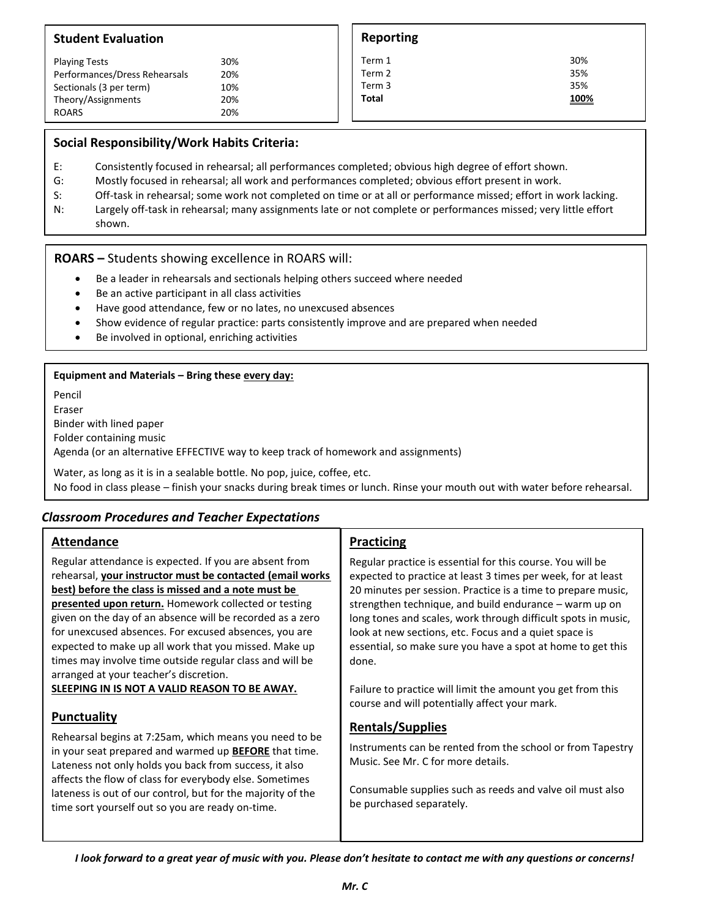## Student Evaluation

| | |
|---|---|
| Playing Tests | 30% |
| Performances/Dress Rehearsals | 20% |
| Sectionals (3 per term) | 10% |
| Theory/Assignments | 20% |
| ROARS | 20% |

## Reporting

| | |
|---|---|
| Term 1 | 30% |
| Term 2 | 35% |
| Term 3 | 35% |
| **Total** | **100%** |

## Social Responsibility/Work Habits Criteria:

E: Consistently focused in rehearsal; all performances completed; obvious high degree of effort shown.

G: Mostly focused in rehearsal; all work and performances completed; obvious effort present in work.

S: Off-task in rehearsal; some work not completed on time or at all or performance missed; effort in work lacking.

N: Largely off-task in rehearsal; many assignments late or not complete or performances missed; very little effort shown.

## ROARS – Students showing excellence in ROARS will:

- Be a leader in rehearsals and sectionals helping others succeed where needed
- Be an active participant in all class activities
- Have good attendance, few or no lates, no unexcused absences
- Show evidence of regular practice: parts consistently improve and are prepared when needed
- Be involved in optional, enriching activities

**Equipment and Materials – Bring these every day:**

Pencil
Eraser
Binder with lined paper
Folder containing music
Agenda (or an alternative EFFECTIVE way to keep track of homework and assignments)

Water, as long as it is in a sealable bottle. No pop, juice, coffee, etc.
No food in class please – finish your snacks during break times or lunch. Rinse your mouth out with water before rehearsal.

## *Classroom Procedures and Teacher Expectations*

### Attendance

Regular attendance is expected. If you are absent from rehearsal, **your instructor must be contacted (email works best) before the class is missed and a note must be presented upon return.** Homework collected or testing given on the day of an absence will be recorded as a zero for unexcused absences. For excused absences, you are expected to make up all work that you missed. Make up times may involve time outside regular class and will be arranged at your teacher's discretion.
**SLEEPING IN IS NOT A VALID REASON TO BE AWAY.**

### Punctuality

Rehearsal begins at 7:25am, which means you need to be in your seat prepared and warmed up **BEFORE** that time. Lateness not only holds you back from success, it also affects the flow of class for everybody else. Sometimes lateness is out of our control, but for the majority of the time sort yourself out so you are ready on-time.

### Practicing

Regular practice is essential for this course. You will be expected to practice at least 3 times per week, for at least 20 minutes per session. Practice is a time to prepare music, strengthen technique, and build endurance – warm up on long tones and scales, work through difficult spots in music, look at new sections, etc. Focus and a quiet space is essential, so make sure you have a spot at home to get this done.

Failure to practice will limit the amount you get from this course and will potentially affect your mark.

### Rentals/Supplies

Instruments can be rented from the school or from Tapestry Music. See Mr. C for more details.

Consumable supplies such as reeds and valve oil must also be purchased separately.

***I look forward to a great year of music with you. Please don't hesitate to contact me with any questions or concerns!***

***Mr. C***